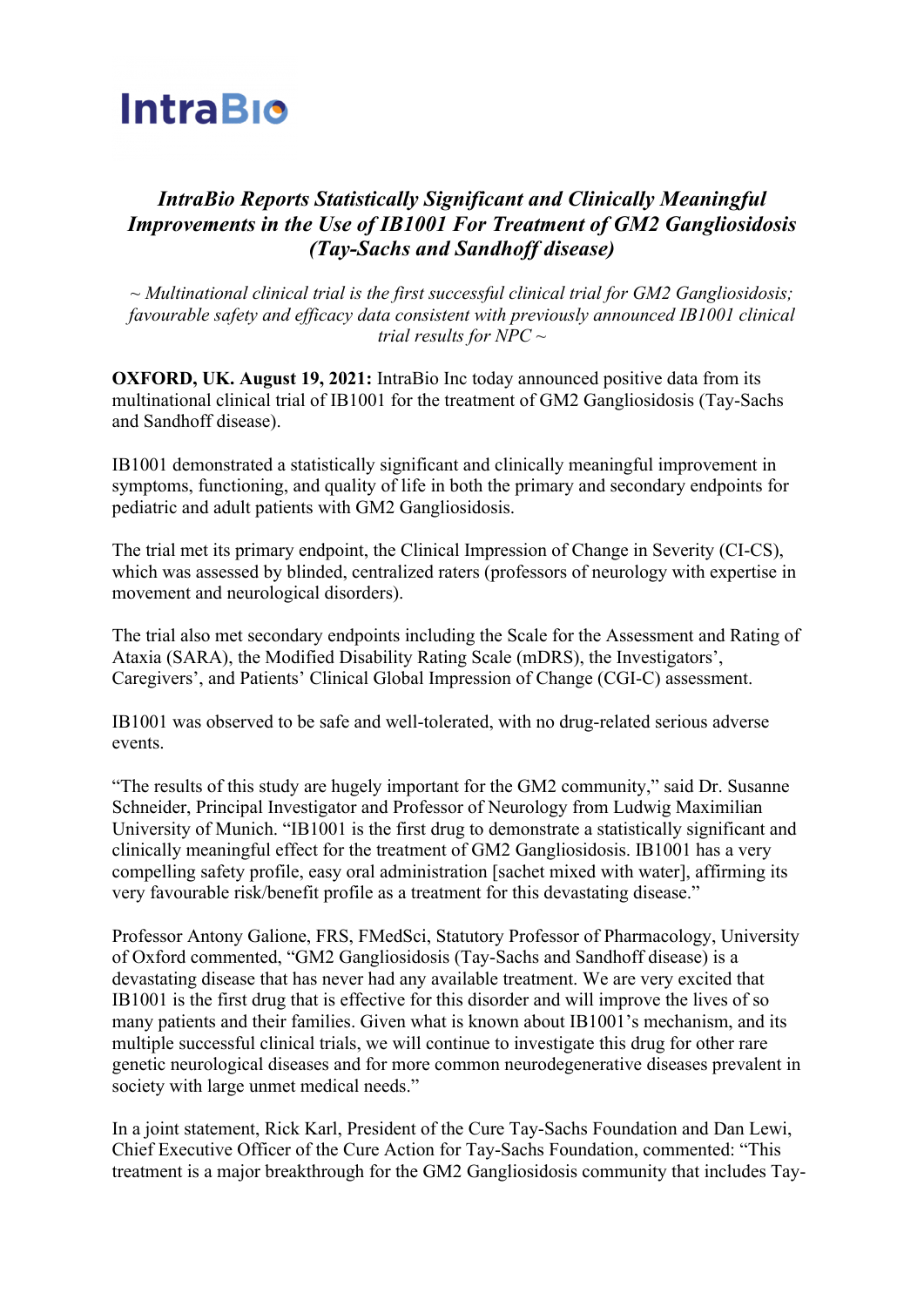IntraBio

# *IntraBio Reports Statistically Significant and Clinically Meaningful Improvements in the Use of IB1001 For Treatment of GM2 Gangliosidosis (Tay-Sachs and Sandhoff disease)*

*~ Multinational clinical trial is the first successful clinical trial for GM2 Gangliosidosis; favourable safety and efficacy data consistent with previously announced IB1001 clinical trial results for NPC ~*

**OXFORD, UK. August 19, 2021:** IntraBio Inc today announced positive data from its multinational clinical trial of IB1001 for the treatment of GM2 Gangliosidosis (Tay-Sachs and Sandhoff disease).

IB1001 demonstrated a statistically significant and clinically meaningful improvement in symptoms, functioning, and quality of life in both the primary and secondary endpoints for pediatric and adult patients with GM2 Gangliosidosis.

The trial met its primary endpoint, the Clinical Impression of Change in Severity (CI-CS), which was assessed by blinded, centralized raters (professors of neurology with expertise in movement and neurological disorders).

The trial also met secondary endpoints including the Scale for the Assessment and Rating of Ataxia (SARA), the Modified Disability Rating Scale (mDRS), the Investigators', Caregivers', and Patients' Clinical Global Impression of Change (CGI-C) assessment.

IB1001 was observed to be safe and well-tolerated, with no drug-related serious adverse events.

"The results of this study are hugely important for the GM2 community," said Dr. Susanne Schneider, Principal Investigator and Professor of Neurology from Ludwig Maximilian University of Munich. "IB1001 is the first drug to demonstrate a statistically significant and clinically meaningful effect for the treatment of GM2 Gangliosidosis. IB1001 has a very compelling safety profile, easy oral administration [sachet mixed with water], affirming its very favourable risk/benefit profile as a treatment for this devastating disease."

Professor Antony Galione, FRS, FMedSci, Statutory Professor of Pharmacology, University of Oxford commented, "GM2 Gangliosidosis (Tay-Sachs and Sandhoff disease) is a devastating disease that has never had any available treatment. We are very excited that IB1001 is the first drug that is effective for this disorder and will improve the lives of so many patients and their families. Given what is known about IB1001's mechanism, and its multiple successful clinical trials, we will continue to investigate this drug for other rare genetic neurological diseases and for more common neurodegenerative diseases prevalent in society with large unmet medical needs."

In a joint statement, Rick Karl, President of the Cure Tay-Sachs Foundation and Dan Lewi, Chief Executive Officer of the Cure Action for Tay-Sachs Foundation, commented: "This treatment is a major breakthrough for the GM2 Gangliosidosis community that includes Tay-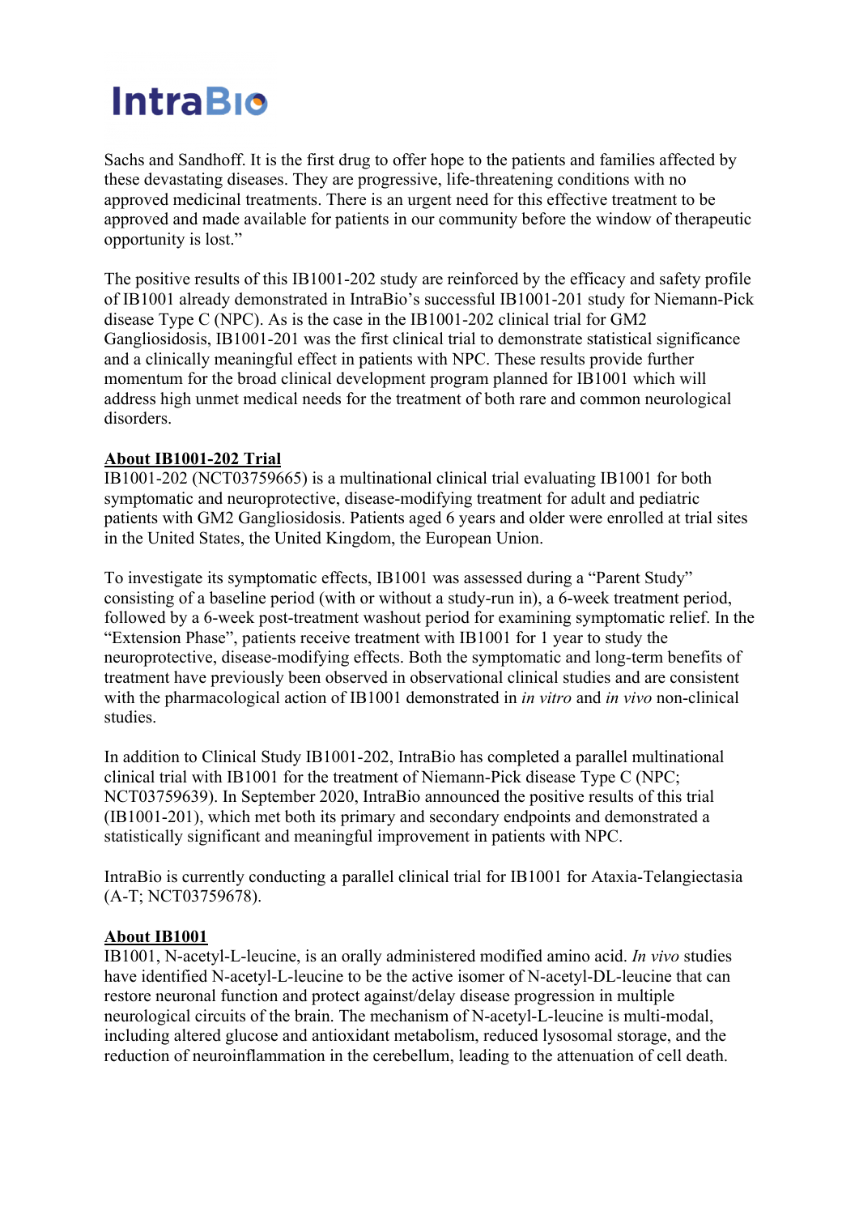Sachs and Sandhoff. It is the first drug to offer hope to the patients and families affected by these devastating diseases. They are progressive, life-threatening conditions with no approved medicinal treatments. There is an urgent need for this effective treatment to be approved and made available for patients in our community before the window of therapeutic opportunity is lost."

The positive results of this IB1001-202 study are reinforced by the efficacy and safety profile of IB1001 already demonstrated in IntraBio's successful IB1001-201 study for Niemann-Pick disease Type C (NPC). As is the case in the IB1001-202 clinical trial for GM2 Gangliosidosis, IB1001-201 was the first clinical trial to demonstrate statistical significance and a clinically meaningful effect in patients with NPC. These results provide further momentum for the broad clinical development program planned for IB1001 which will address high unmet medical needs for the treatment of both rare and common neurological disorders.

**About IB1001-202 Trial**

IB1001-202 (NCT03759665) is a multinational clinical trial evaluating IB1001 for both symptomatic and neuroprotective, disease-modifying treatment for adult and pediatric patients with GM2 Gangliosidosis. Patients aged 6 years and older were enrolled at trial sites in the United States, the United Kingdom, the European Union.

To investigate its symptomatic effects, IB1001 was assessed during a "Parent Study" consisting of a baseline period (with or without a study-run in), a 6-week treatment period, followed by a 6-week post-treatment washout period for examining symptomatic relief. In the "Extension Phase", patients receive treatment with IB1001 for 1 year to study the neuroprotective, disease-modifying effects. Both the symptomatic and long-term benefits of treatment have previously been observed in observational clinical studies and are consistent with the pharmacological action of IB1001 demonstrated in *in vitro* and *in vivo* non-clinical studies.

In addition to Clinical Study IB1001-202, IntraBio has completed a parallel multinational clinical trial with IB1001 for the treatment of Niemann-Pick disease Type C (NPC; NCT03759639). In September 2020, IntraBio announced the positive results of this trial (IB1001-201), which met both its primary and secondary endpoints and demonstrated a statistically significant and meaningful improvement in patients with NPC.

IntraBio is currently conducting a parallel clinical trial for IB1001 for Ataxia-Telangiectasia (A-T; NCT03759678).

**About IB1001**

IB1001, N-acetyl-L-leucine, is an orally administered modified amino acid. *In vivo* studies have identified N-acetyl-L-leucine to be the active isomer of N-acetyl-DL-leucine that can restore neuronal function and protect against/delay disease progression in multiple neurological circuits of the brain. The mechanism of N-acetyl-L-leucine is multi-modal, including altered glucose and antioxidant metabolism, reduced lysosomal storage, and the reduction of neuroinflammation in the cerebellum, leading to the attenuation of cell death.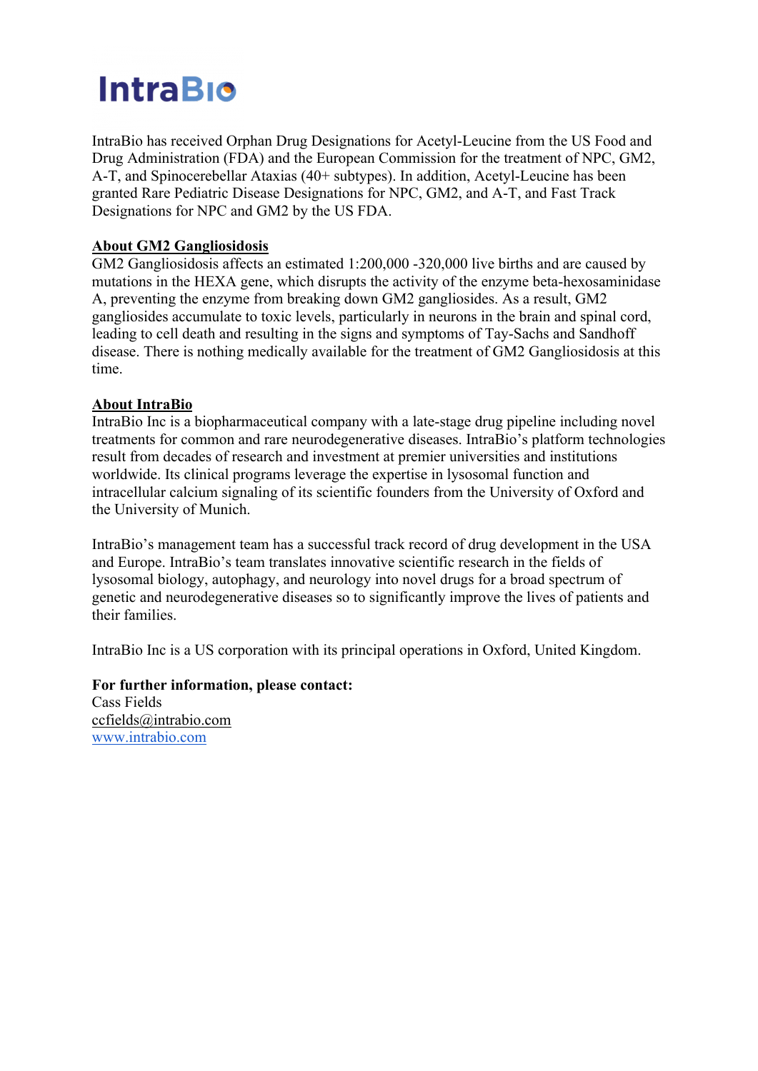IntraBio has received Orphan Drug Designations for Acetyl-Leucine from the US Food and Drug Administration (FDA) and the European Commission for the treatment of NPC, GM2, A-T, and Spinocerebellar Ataxias (40+ subtypes). In addition, Acetyl-Leucine has been granted Rare Pediatric Disease Designations for NPC, GM2, and A-T, and Fast Track Designations for NPC and GM2 by the US FDA.

**About GM2 Gangliosidosis**

GM2 Gangliosidosis affects an estimated 1:200,000 -320,000 live births and are caused by mutations in the HEXA gene, which disrupts the activity of the enzyme beta-hexosaminidase A, preventing the enzyme from breaking down GM2 gangliosides. As a result, GM2 gangliosides accumulate to toxic levels, particularly in neurons in the brain and spinal cord, leading to cell death and resulting in the signs and symptoms of Tay-Sachs and Sandhoff disease. There is nothing medically available for the treatment of GM2 Gangliosidosis at this time.

**About IntraBio**

IntraBio Inc is a biopharmaceutical company with a late-stage drug pipeline including novel treatments for common and rare neurodegenerative diseases. IntraBio's platform technologies result from decades of research and investment at premier universities and institutions worldwide. Its clinical programs leverage the expertise in lysosomal function and intracellular calcium signaling of its scientific founders from the University of Oxford and the University of Munich.

IntraBio's management team has a successful track record of drug development in the USA and Europe. IntraBio's team translates innovative scientific research in the fields of lysosomal biology, autophagy, and neurology into novel drugs for a broad spectrum of genetic and neurodegenerative diseases so to significantly improve the lives of patients and their families.

IntraBio Inc is a US corporation with its principal operations in Oxford, United Kingdom.

**For further information, please contact:**
Cass Fields
ccfields@intrabio.com
www.intrabio.com